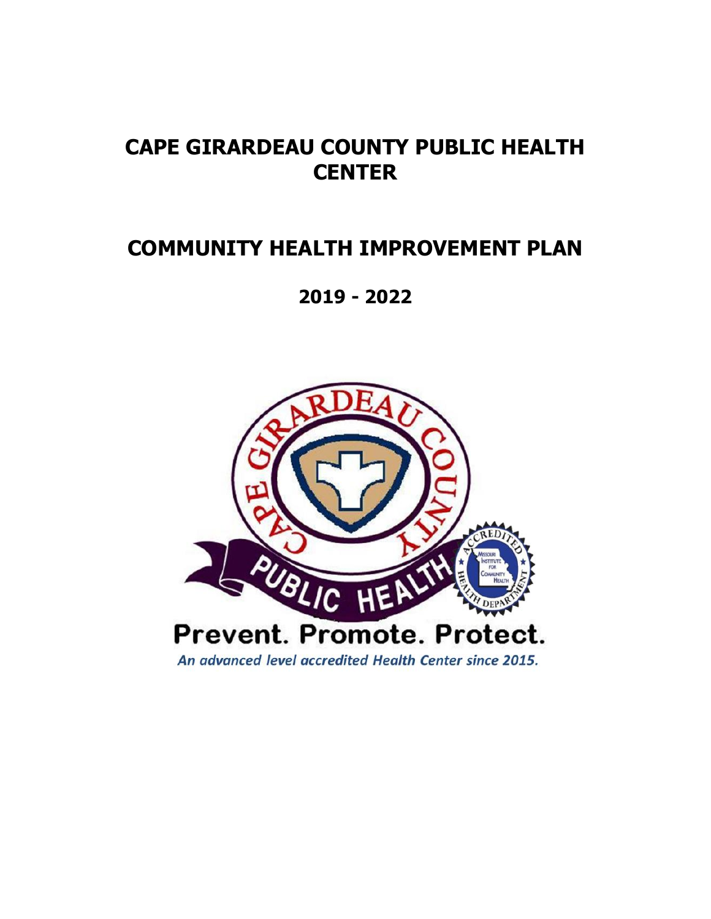# CAPE GIRARDEAU COUNTY PUBLIC HEALTH CENTER

# COMMUNITY HEALTH IMPROVEMENT PLAN

## 2019 - 2022

**Prevent. Promote. Protect.**

*An advanced level accredited Health Center since 2015.*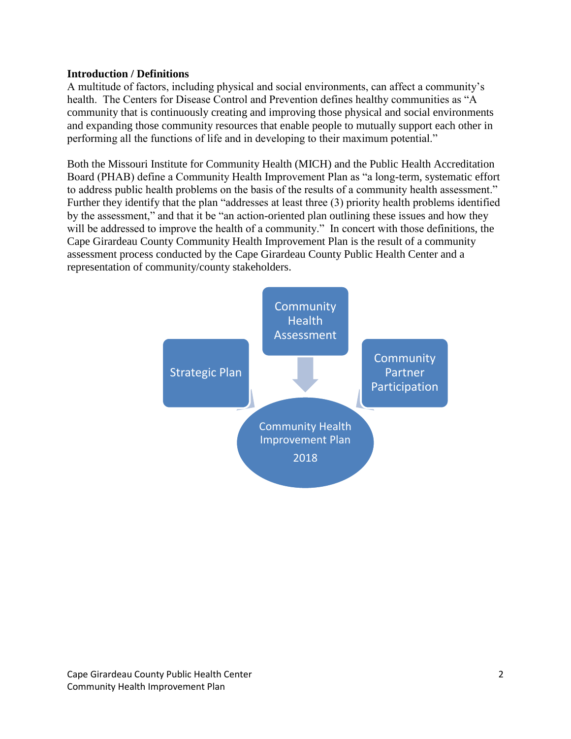**Introduction / Definitions**

A multitude of factors, including physical and social environments, can affect a community's health. The Centers for Disease Control and Prevention defines healthy communities as "A community that is continuously creating and improving those physical and social environments and expanding those community resources that enable people to mutually support each other in performing all the functions of life and in developing to their maximum potential."

Both the Missouri Institute for Community Health (MICH) and the Public Health Accreditation Board (PHAB) define a Community Health Improvement Plan as "a long-term, systematic effort to address public health problems on the basis of the results of a community health assessment." Further they identify that the plan "addresses at least three (3) priority health problems identified by the assessment," and that it be "an action-oriented plan outlining these issues and how they will be addressed to improve the health of a community." In concert with those definitions, the Cape Girardeau County Community Health Improvement Plan is the result of a community assessment process conducted by the Cape Girardeau County Public Health Center and a representation of community/county stakeholders.

Community Health Assessment

Strategic Plan

Community Partner Participation

Community Health Improvement Plan 2018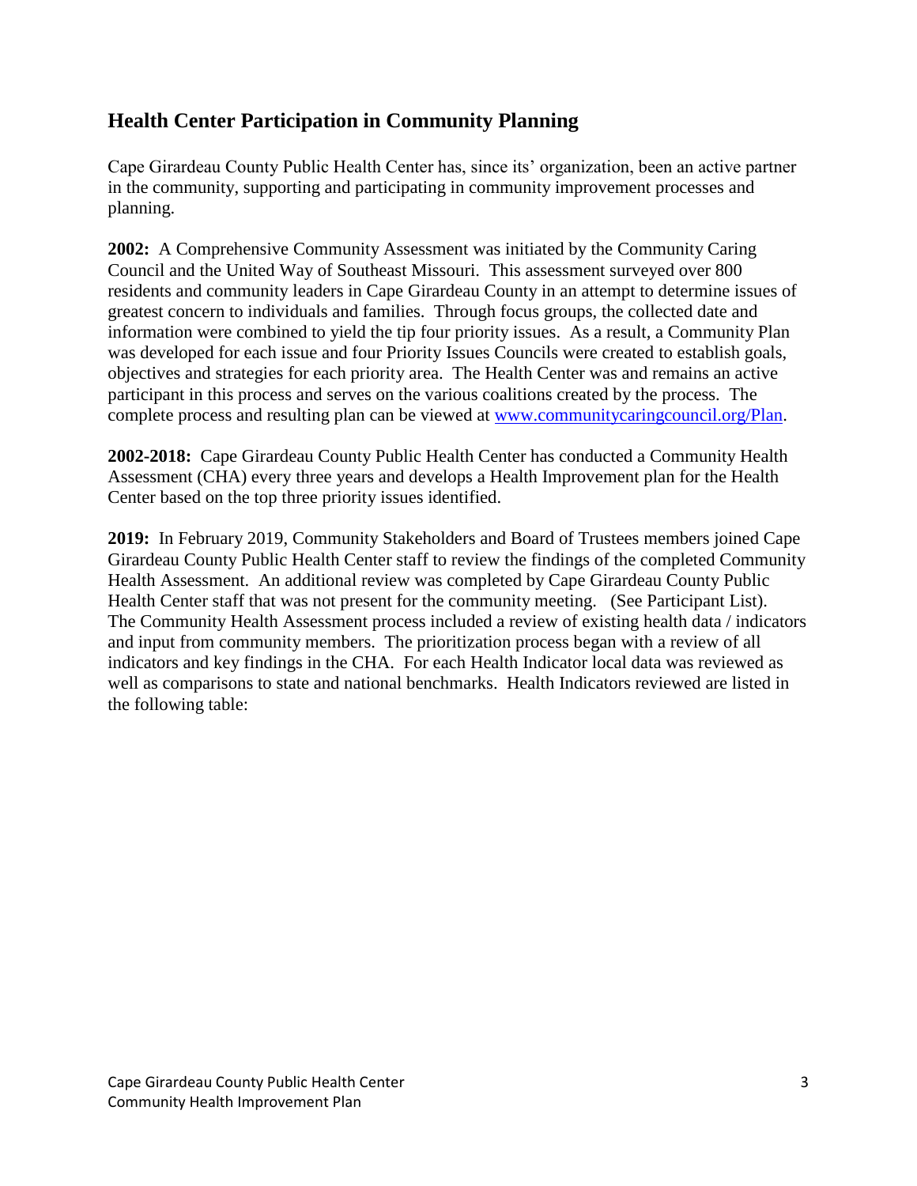## Health Center Participation in Community Planning

Cape Girardeau County Public Health Center has, since its' organization, been an active partner in the community, supporting and participating in community improvement processes and planning.

**2002:** A Comprehensive Community Assessment was initiated by the Community Caring Council and the United Way of Southeast Missouri. This assessment surveyed over 800 residents and community leaders in Cape Girardeau County in an attempt to determine issues of greatest concern to individuals and families. Through focus groups, the collected date and information were combined to yield the tip four priority issues. As a result, a Community Plan was developed for each issue and four Priority Issues Councils were created to establish goals, objectives and strategies for each priority area. The Health Center was and remains an active participant in this process and serves on the various coalitions created by the process. The complete process and resulting plan can be viewed at [www.communitycaringcouncil.org/Plan](www.communitycaringcouncil.org/Plan).

**2002-2018:** Cape Girardeau County Public Health Center has conducted a Community Health Assessment (CHA) every three years and develops a Health Improvement plan for the Health Center based on the top three priority issues identified.

**2019:** In February 2019, Community Stakeholders and Board of Trustees members joined Cape Girardeau County Public Health Center staff to review the findings of the completed Community Health Assessment. An additional review was completed by Cape Girardeau County Public Health Center staff that was not present for the community meeting. (See Participant List). The Community Health Assessment process included a review of existing health data / indicators and input from community members. The prioritization process began with a review of all indicators and key findings in the CHA. For each Health Indicator local data was reviewed as well as comparisons to state and national benchmarks. Health Indicators reviewed are listed in the following table: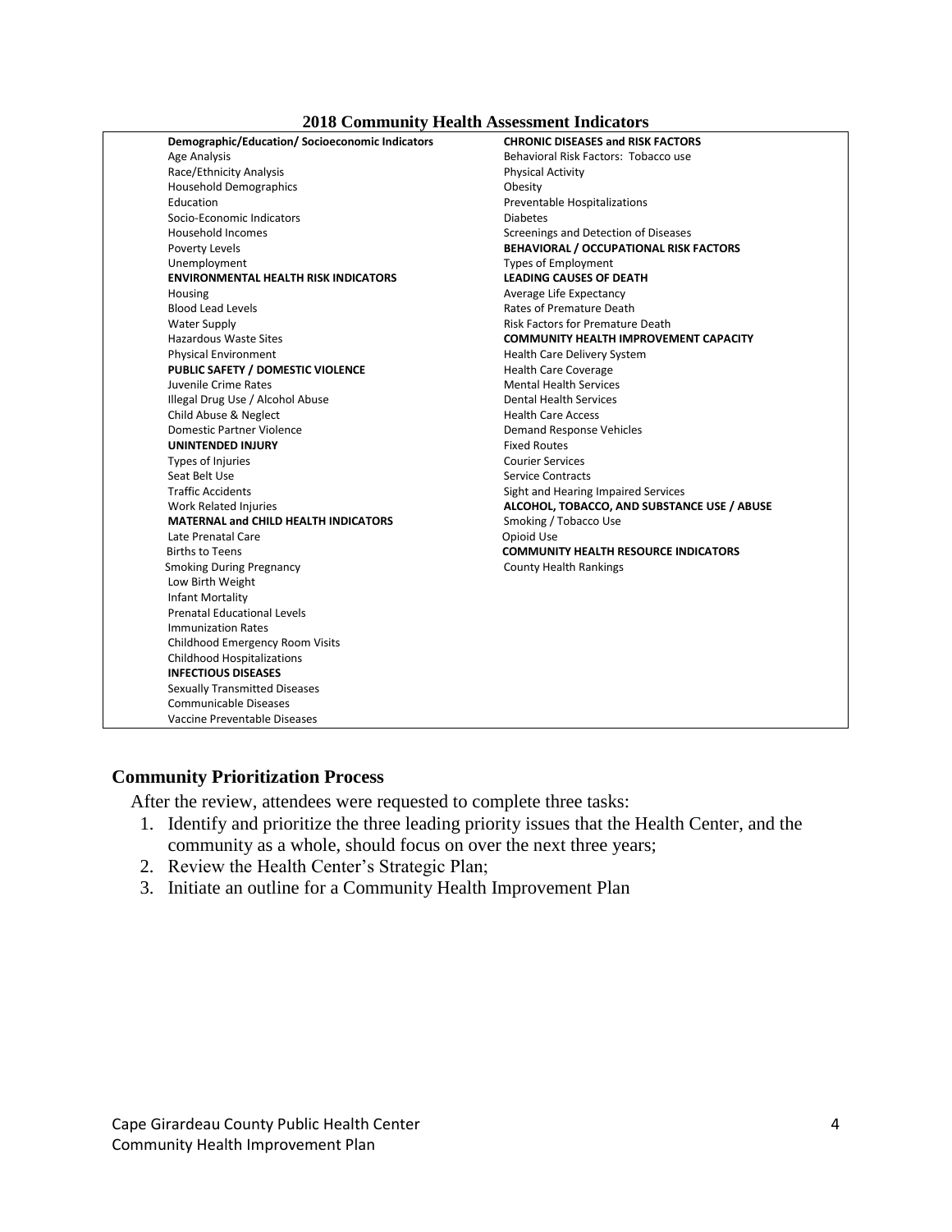## 2018 Community Health Assessment Indicators

| | |
|---|---|
| **Demographic/Education/ Socioeconomic Indicators** | **CHRONIC DISEASES and RISK FACTORS** |
| Age Analysis | Behavioral Risk Factors: Tobacco use |
| Race/Ethnicity Analysis | Physical Activity |
| Household Demographics | Obesity |
| Education | Preventable Hospitalizations |
| Socio-Economic Indicators | Diabetes |
| Household Incomes | Screenings and Detection of Diseases |
| Poverty Levels | **BEHAVIORAL / OCCUPATIONAL RISK FACTORS** |
| Unemployment | Types of Employment |
| **ENVIRONMENTAL HEALTH RISK INDICATORS** | **LEADING CAUSES OF DEATH** |
| Housing | Average Life Expectancy |
| Blood Lead Levels | Rates of Premature Death |
| Water Supply | Risk Factors for Premature Death |
| Hazardous Waste Sites | **COMMUNITY HEALTH IMPROVEMENT CAPACITY** |
| Physical Environment | Health Care Delivery System |
| **PUBLIC SAFETY / DOMESTIC VIOLENCE** | Health Care Coverage |
| Juvenile Crime Rates | Mental Health Services |
| Illegal Drug Use / Alcohol Abuse | Dental Health Services |
| Child Abuse & Neglect | Health Care Access |
| Domestic Partner Violence | Demand Response Vehicles |
| **UNINTENDED INJURY** | Fixed Routes |
| Types of Injuries | Courier Services |
| Seat Belt Use | Service Contracts |
| Traffic Accidents | Sight and Hearing Impaired Services |
| Work Related Injuries | **ALCOHOL, TOBACCO, AND SUBSTANCE USE / ABUSE** |
| **MATERNAL and CHILD HEALTH INDICATORS** | Smoking / Tobacco Use |
| Late Prenatal Care | Opioid Use |
| Births to Teens | **COMMUNITY HEALTH RESOURCE INDICATORS** |
| Smoking During Pregnancy | County Health Rankings |
| Low Birth Weight | |
| Infant Mortality | |
| Prenatal Educational Levels | |
| Immunization Rates | |
| Childhood Emergency Room Visits | |
| Childhood Hospitalizations | |
| **INFECTIOUS DISEASES** | |
| Sexually Transmitted Diseases | |
| Communicable Diseases | |
| Vaccine Preventable Diseases | |

## Community Prioritization Process

After the review, attendees were requested to complete three tasks:

1. Identify and prioritize the three leading priority issues that the Health Center, and the community as a whole, should focus on over the next three years;
2. Review the Health Center's Strategic Plan;
3. Initiate an outline for a Community Health Improvement Plan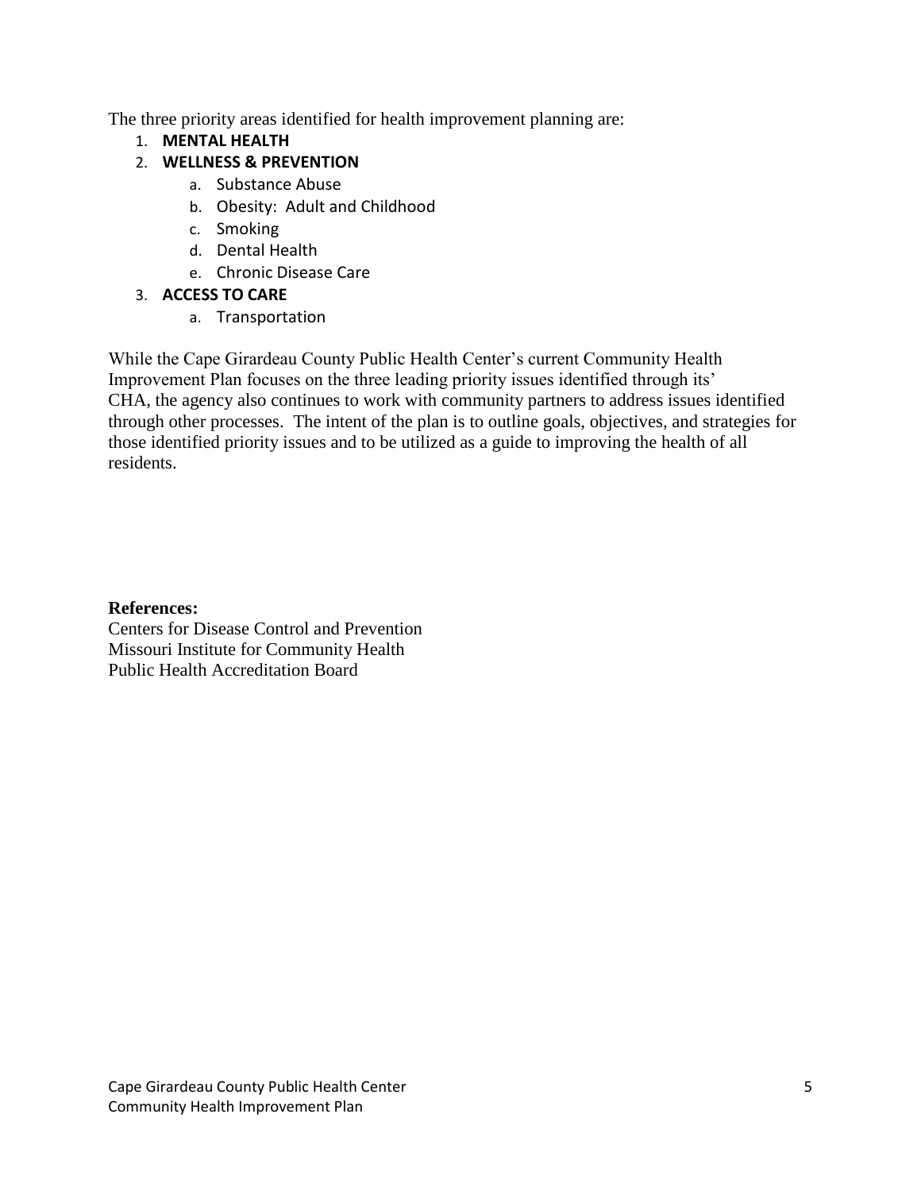The three priority areas identified for health improvement planning are:

1. **MENTAL HEALTH**
2. **WELLNESS & PREVENTION**
    a. Substance Abuse
    b. Obesity: Adult and Childhood
    c. Smoking
    d. Dental Health
    e. Chronic Disease Care
3. **ACCESS TO CARE**
    a. Transportation

While the Cape Girardeau County Public Health Center's current Community Health Improvement Plan focuses on the three leading priority issues identified through its' CHA, the agency also continues to work with community partners to address issues identified through other processes. The intent of the plan is to outline goals, objectives, and strategies for those identified priority issues and to be utilized as a guide to improving the health of all residents.

**References:**
Centers for Disease Control and Prevention
Missouri Institute for Community Health
Public Health Accreditation Board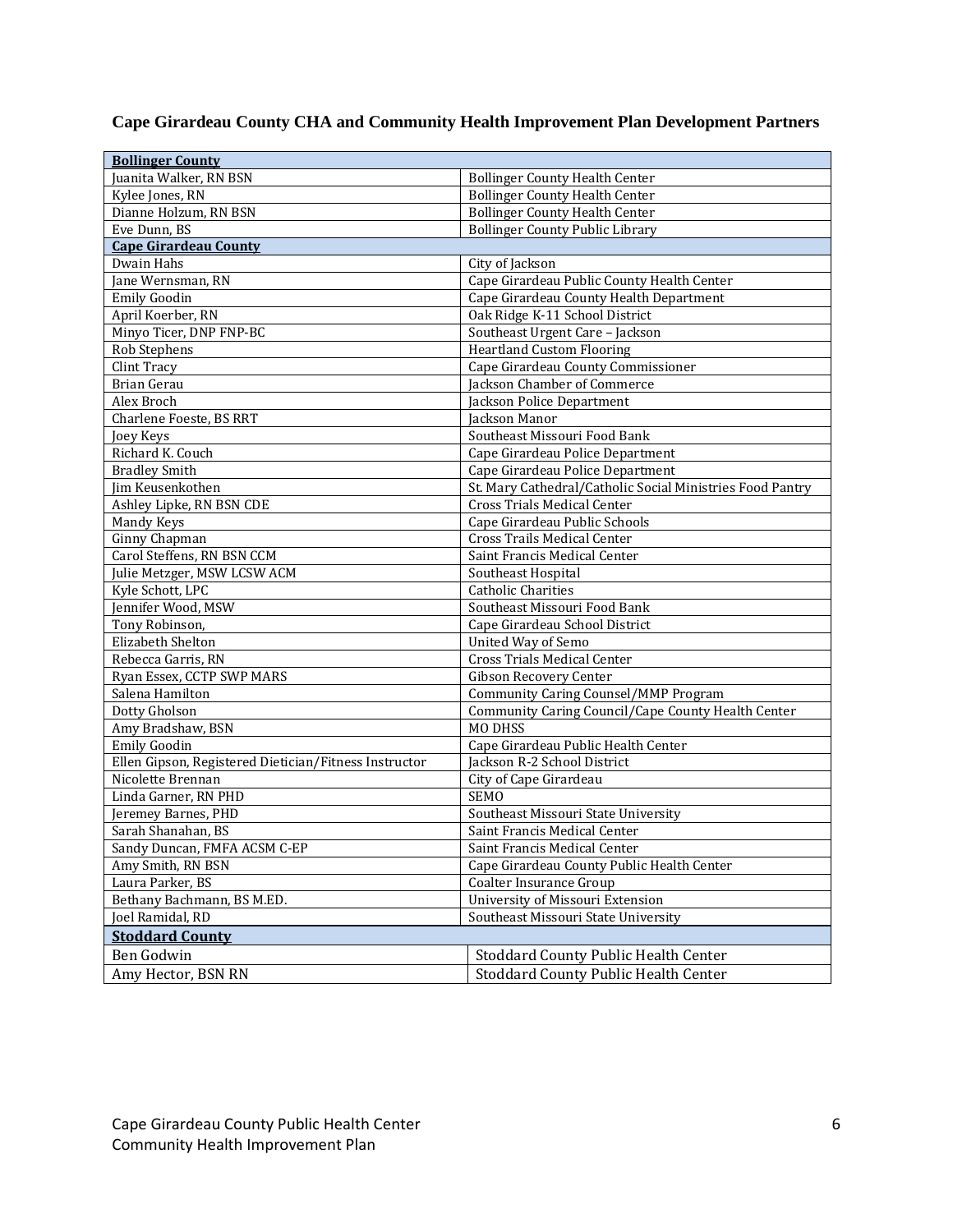## Cape Girardeau County CHA and Community Health Improvement Plan Development Partners

| **Bollinger County** | |
|---|---|
| Juanita Walker, RN BSN | Bollinger County Health Center |
| Kylee Jones, RN | Bollinger County Health Center |
| Dianne Holzum, RN BSN | Bollinger County Health Center |
| Eve Dunn, BS | Bollinger County Public Library |
| **Cape Girardeau County** | |
| Dwain Hahs | City of Jackson |
| Jane Wernsman, RN | Cape Girardeau Public County Health Center |
| Emily Goodin | Cape Girardeau County Health Department |
| April Koerber, RN | Oak Ridge K-11 School District |
| Minyo Ticer, DNP FNP-BC | Southeast Urgent Care – Jackson |
| Rob Stephens | Heartland Custom Flooring |
| Clint Tracy | Cape Girardeau County Commissioner |
| Brian Gerau | Jackson Chamber of Commerce |
| Alex Broch | Jackson Police Department |
| Charlene Foeste, BS RRT | Jackson Manor |
| Joey Keys | Southeast Missouri Food Bank |
| Richard K. Couch | Cape Girardeau Police Department |
| Bradley Smith | Cape Girardeau Police Department |
| Jim Keusenkothen | St. Mary Cathedral/Catholic Social Ministries Food Pantry |
| Ashley Lipke, RN BSN CDE | Cross Trials Medical Center |
| Mandy Keys | Cape Girardeau Public Schools |
| Ginny Chapman | Cross Trails Medical Center |
| Carol Steffens, RN BSN CCM | Saint Francis Medical Center |
| Julie Metzger, MSW LCSW ACM | Southeast Hospital |
| Kyle Schott, LPC | Catholic Charities |
| Jennifer Wood, MSW | Southeast Missouri Food Bank |
| Tony Robinson, | Cape Girardeau School District |
| Elizabeth Shelton | United Way of Semo |
| Rebecca Garris, RN | Cross Trials Medical Center |
| Ryan Essex, CCTP SWP MARS | Gibson Recovery Center |
| Salena Hamilton | Community Caring Counsel/MMP Program |
| Dotty Gholson | Community Caring Council/Cape County Health Center |
| Amy Bradshaw, BSN | MO DHSS |
| Emily Goodin | Cape Girardeau Public Health Center |
| Ellen Gipson, Registered Dietician/Fitness Instructor | Jackson R-2 School District |
| Nicolette Brennan | City of Cape Girardeau |
| Linda Garner, RN PHD | SEMO |
| Jeremey Barnes, PHD | Southeast Missouri State University |
| Sarah Shanahan, BS | Saint Francis Medical Center |
| Sandy Duncan, FMFA ACSM C-EP | Saint Francis Medical Center |
| Amy Smith, RN BSN | Cape Girardeau County Public Health Center |
| Laura Parker, BS | Coalter Insurance Group |
| Bethany Bachmann, BS M.ED. | University of Missouri Extension |
| Joel Ramidal, RD | Southeast Missouri State University |
| **Stoddard County** | |
| Ben Godwin | Stoddard County Public Health Center |
| Amy Hector, BSN RN | Stoddard County Public Health Center |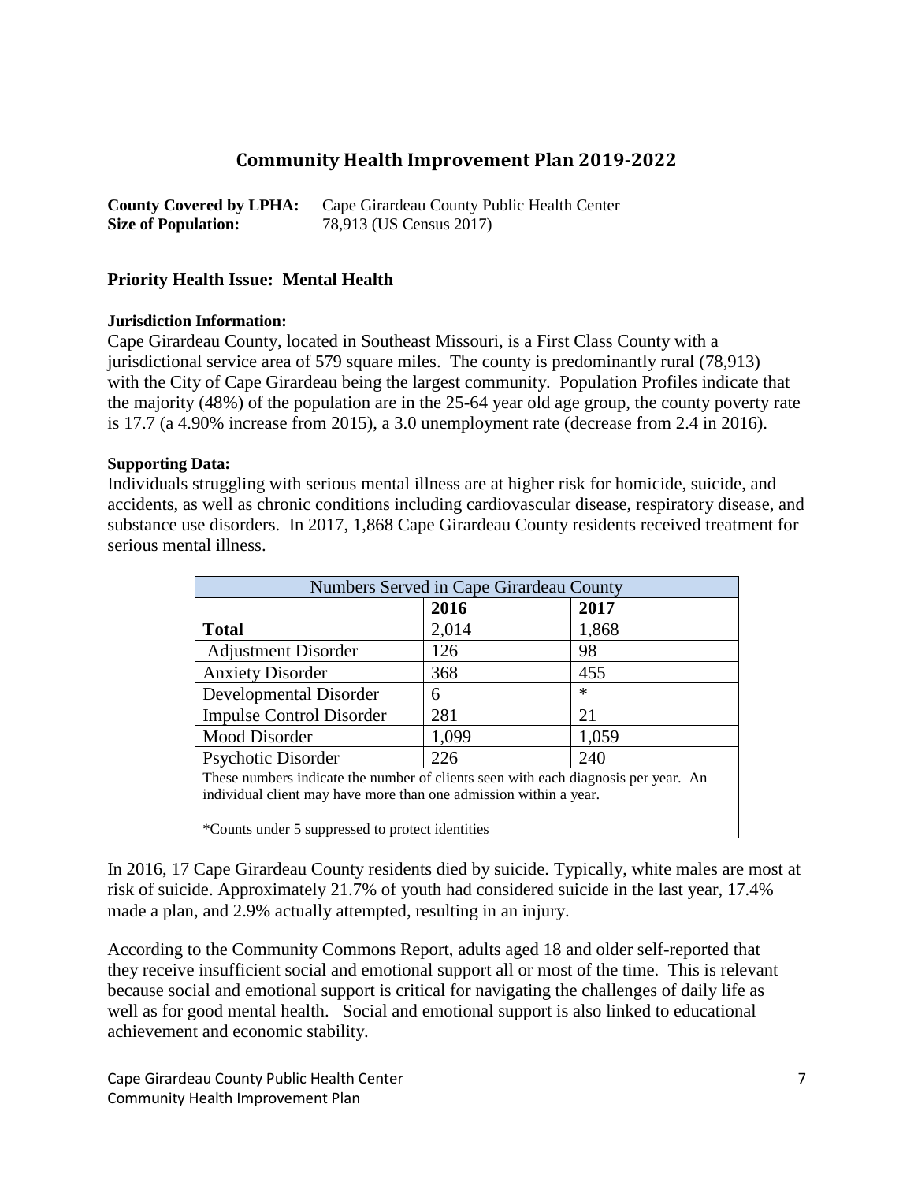## Community Health Improvement Plan 2019-2022

**County Covered by LPHA:** Cape Girardeau County Public Health Center
**Size of Population:** 78,913 (US Census 2017)

### Priority Health Issue: Mental Health

**Jurisdiction Information:**

Cape Girardeau County, located in Southeast Missouri, is a First Class County with a jurisdictional service area of 579 square miles. The county is predominantly rural (78,913) with the City of Cape Girardeau being the largest community. Population Profiles indicate that the majority (48%) of the population are in the 25-64 year old age group, the county poverty rate is 17.7 (a 4.90% increase from 2015), a 3.0 unemployment rate (decrease from 2.4 in 2016).

**Supporting Data:**

Individuals struggling with serious mental illness are at higher risk for homicide, suicide, and accidents, as well as chronic conditions including cardiovascular disease, respiratory disease, and substance use disorders. In 2017, 1,868 Cape Girardeau County residents received treatment for serious mental illness.

| Numbers Served in Cape Girardeau County | | |
|---|---|---|
| | **2016** | **2017** |
| **Total** | 2,014 | 1,868 |
| Adjustment Disorder | 126 | 98 |
| Anxiety Disorder | 368 | 455 |
| Developmental Disorder | 6 | * |
| Impulse Control Disorder | 281 | 21 |
| Mood Disorder | 1,099 | 1,059 |
| Psychotic Disorder | 226 | 240 |

These numbers indicate the number of clients seen with each diagnosis per year. An individual client may have more than one admission within a year.

*Counts under 5 suppressed to protect identities

In 2016, 17 Cape Girardeau County residents died by suicide. Typically, white males are most at risk of suicide. Approximately 21.7% of youth had considered suicide in the last year, 17.4% made a plan, and 2.9% actually attempted, resulting in an injury.

According to the Community Commons Report, adults aged 18 and older self-reported that they receive insufficient social and emotional support all or most of the time. This is relevant because social and emotional support is critical for navigating the challenges of daily life as well as for good mental health. Social and emotional support is also linked to educational achievement and economic stability.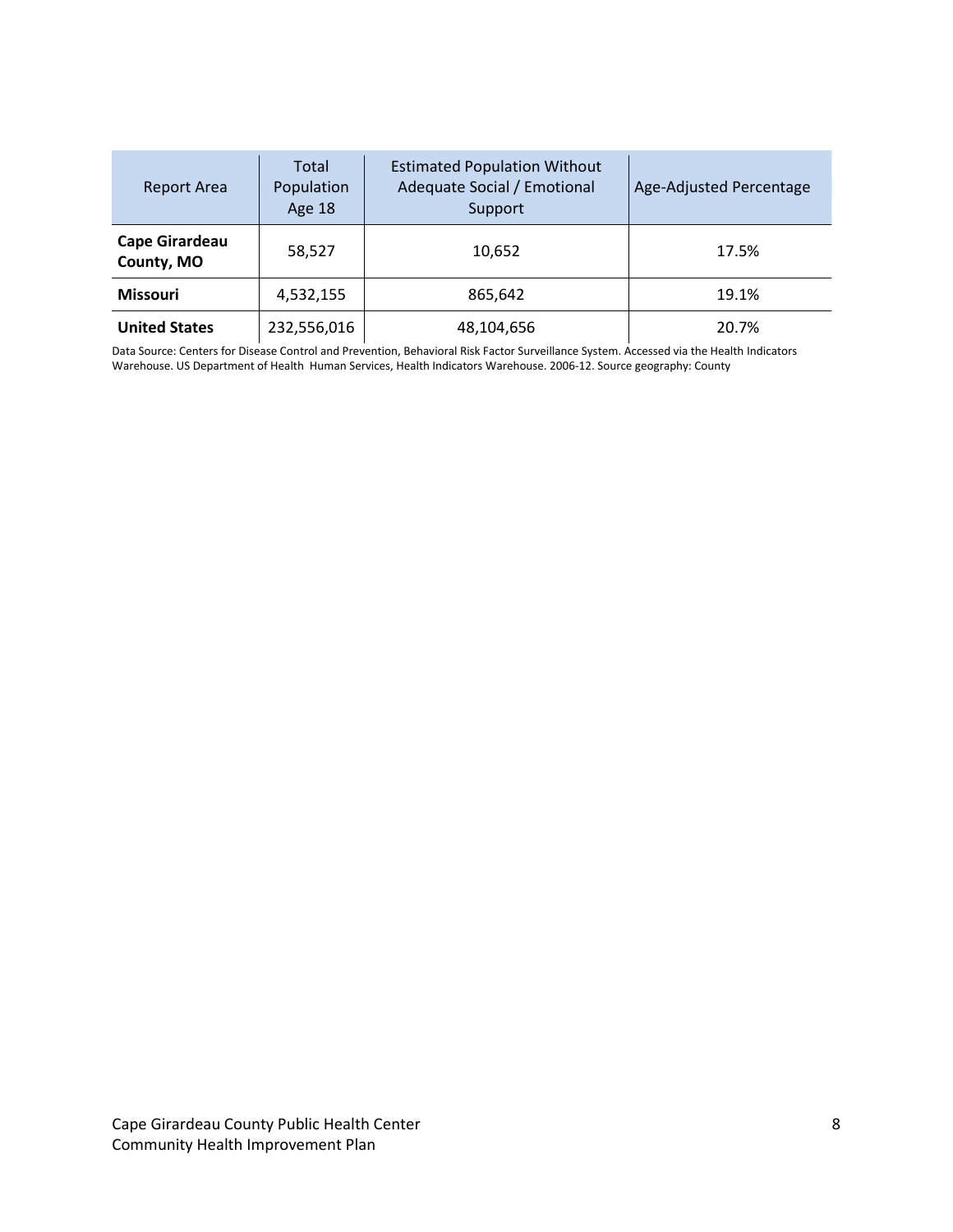| Report Area | Total Population Age 18 | Estimated Population Without Adequate Social / Emotional Support | Age-Adjusted Percentage |
|---|---|---|---|
| **Cape Girardeau County, MO** | 58,527 | 10,652 | 17.5% |
| **Missouri** | 4,532,155 | 865,642 | 19.1% |
| **United States** | 232,556,016 | 48,104,656 | 20.7% |

Data Source: Centers for Disease Control and Prevention, Behavioral Risk Factor Surveillance System. Accessed via the Health Indicators Warehouse. US Department of Health Human Services, Health Indicators Warehouse. 2006-12. Source geography: County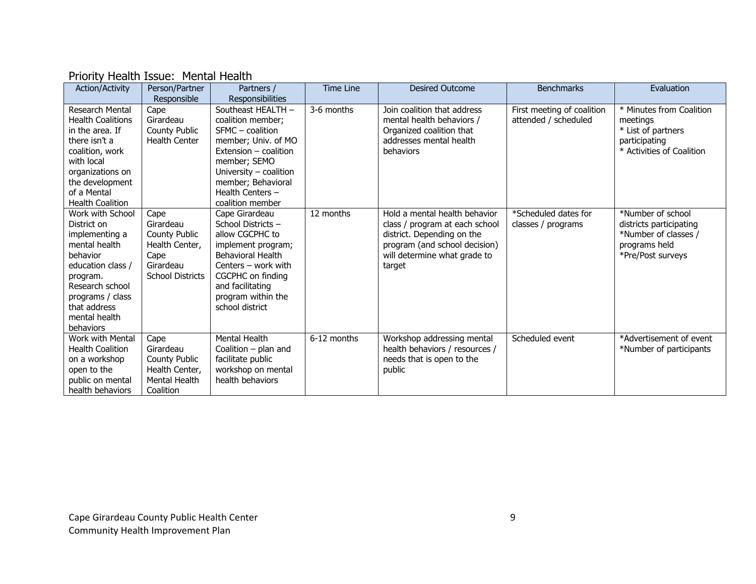## Priority Health Issue: Mental Health

| Action/Activity | Person/Partner Responsible | Partners / Responsibilities | Time Line | Desired Outcome | Benchmarks | Evaluation |
|---|---|---|---|---|---|---|
| Research Mental Health Coalitions in the area. If there isn't a coalition, work with local organizations on the development of a Mental Health Coalition | Cape Girardeau County Public Health Center | Southeast HEALTH – coalition member; SFMC – coalition member; Univ. of MO Extension – coalition member; SEMO University – coalition member; Behavioral Health Centers – coalition member | 3-6 months | Join coalition that address mental health behaviors / Organized coalition that addresses mental health behaviors | First meeting of coalition attended / scheduled | * Minutes from Coalition meetings<br>* List of partners participating<br>* Activities of Coalition |
| Work with School District on implementing a mental health behavior education class / program. Research school programs / class that address mental health behaviors | Cape Girardeau County Public Health Center, Cape Girardeau School Districts | Cape Girardeau School Districts – allow CGCPHC to implement program; Behavioral Health Centers – work with CGCPHC on finding and facilitating program within the school district | 12 months | Hold a mental health behavior class / program at each school district. Depending on the program (and school decision) will determine what grade to target | *Scheduled dates for classes / programs | *Number of school districts participating<br>*Number of classes / programs held<br>*Pre/Post surveys |
| Work with Mental Health Coalition on a workshop open to the public on mental health behaviors | Cape Girardeau County Public Health Center, Mental Health Coalition | Mental Health Coalition – plan and facilitate public workshop on mental health behaviors | 6-12 months | Workshop addressing mental health behaviors / resources / needs that is open to the public | Scheduled event | *Advertisement of event<br>*Number of participants |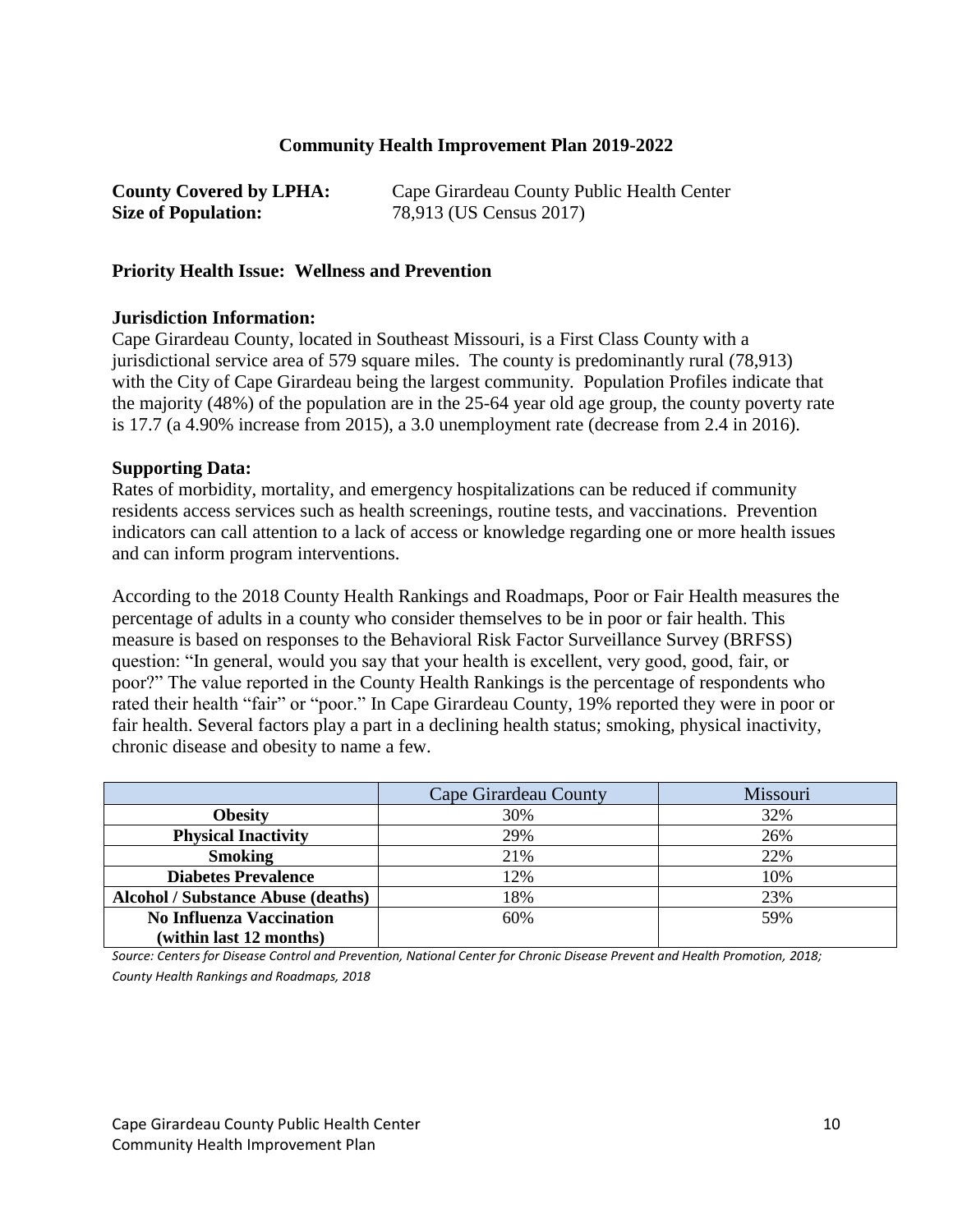**Community Health Improvement Plan 2019-2022**

**County Covered by LPHA:** Cape Girardeau County Public Health Center
**Size of Population:** 78,913 (US Census 2017)

**Priority Health Issue: Wellness and Prevention**

**Jurisdiction Information:**

Cape Girardeau County, located in Southeast Missouri, is a First Class County with a jurisdictional service area of 579 square miles. The county is predominantly rural (78,913) with the City of Cape Girardeau being the largest community. Population Profiles indicate that the majority (48%) of the population are in the 25-64 year old age group, the county poverty rate is 17.7 (a 4.90% increase from 2015), a 3.0 unemployment rate (decrease from 2.4 in 2016).

**Supporting Data:**

Rates of morbidity, mortality, and emergency hospitalizations can be reduced if community residents access services such as health screenings, routine tests, and vaccinations. Prevention indicators can call attention to a lack of access or knowledge regarding one or more health issues and can inform program interventions.

According to the 2018 County Health Rankings and Roadmaps, Poor or Fair Health measures the percentage of adults in a county who consider themselves to be in poor or fair health. This measure is based on responses to the Behavioral Risk Factor Surveillance Survey (BRFSS) question: "In general, would you say that your health is excellent, very good, good, fair, or poor?" The value reported in the County Health Rankings is the percentage of respondents who rated their health "fair" or "poor." In Cape Girardeau County, 19% reported they were in poor or fair health. Several factors play a part in a declining health status; smoking, physical inactivity, chronic disease and obesity to name a few.

| | Cape Girardeau County | Missouri |
|---|---|---|
| **Obesity** | 30% | 32% |
| **Physical Inactivity** | 29% | 26% |
| **Smoking** | 21% | 22% |
| **Diabetes Prevalence** | 12% | 10% |
| **Alcohol / Substance Abuse (deaths)** | 18% | 23% |
| **No Influenza Vaccination (within last 12 months)** | 60% | 59% |

*Source: Centers for Disease Control and Prevention, National Center for Chronic Disease Prevent and Health Promotion, 2018; County Health Rankings and Roadmaps, 2018*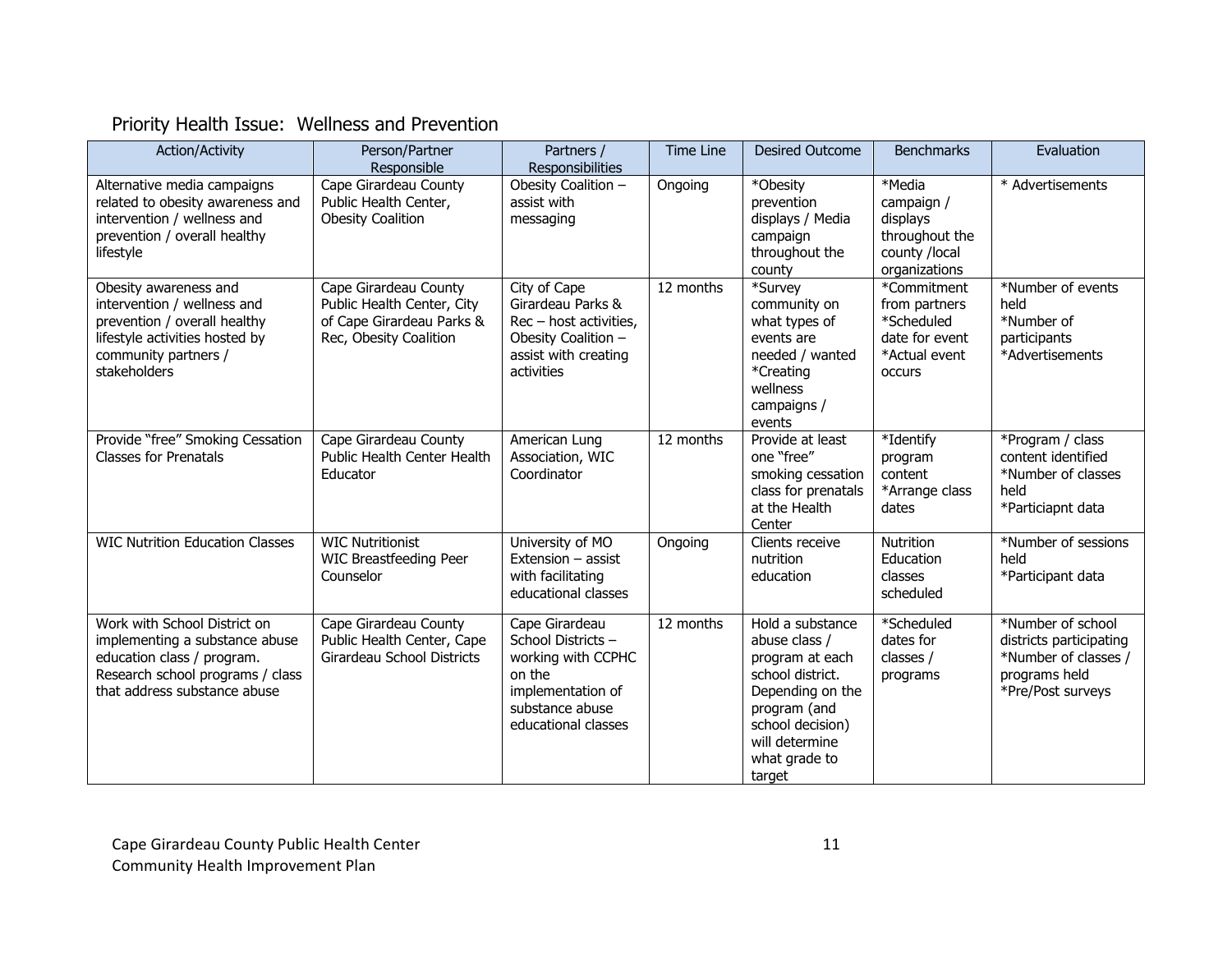## Priority Health Issue: Wellness and Prevention

| Action/Activity | Person/Partner Responsible | Partners / Responsibilities | Time Line | Desired Outcome | Benchmarks | Evaluation |
|---|---|---|---|---|---|---|
| Alternative media campaigns related to obesity awareness and intervention / wellness and prevention / overall healthy lifestyle | Cape Girardeau County Public Health Center, Obesity Coalition | Obesity Coalition – assist with messaging | Ongoing | *Obesity prevention displays / Media campaign throughout the county | *Media campaign / displays throughout the county /local organizations | * Advertisements |
| Obesity awareness and intervention / wellness and prevention / overall healthy lifestyle activities hosted by community partners / stakeholders | Cape Girardeau County Public Health Center, City of Cape Girardeau Parks & Rec, Obesity Coalition | City of Cape Girardeau Parks & Rec – host activities, Obesity Coalition – assist with creating activities | 12 months | *Survey community on what types of events are needed / wanted *Creating wellness campaigns / events | *Commitment from partners *Scheduled date for event *Actual event occurs | *Number of events held *Number of participants *Advertisements |
| Provide "free" Smoking Cessation Classes for Prenatals | Cape Girardeau County Public Health Center Health Educator | American Lung Association, WIC Coordinator | 12 months | Provide at least one "free" smoking cessation class for prenatals at the Health Center | *Identify program content *Arrange class dates | *Program / class content identified *Number of classes held *Particiapnt data |
| WIC Nutrition Education Classes | WIC Nutritionist WIC Breastfeeding Peer Counselor | University of MO Extension – assist with facilitating educational classes | Ongoing | Clients receive nutrition education | Nutrition Education classes scheduled | *Number of sessions held *Participant data |
| Work with School District on implementing a substance abuse education class / program. Research school programs / class that address substance abuse | Cape Girardeau County Public Health Center, Cape Girardeau School Districts | Cape Girardeau School Districts – working with CCPHC on the implementation of substance abuse educational classes | 12 months | Hold a substance abuse class / program at each school district. Depending on the program (and school decision) will determine what grade to target | *Scheduled dates for classes / programs | *Number of school districts participating *Number of classes / programs held *Pre/Post surveys |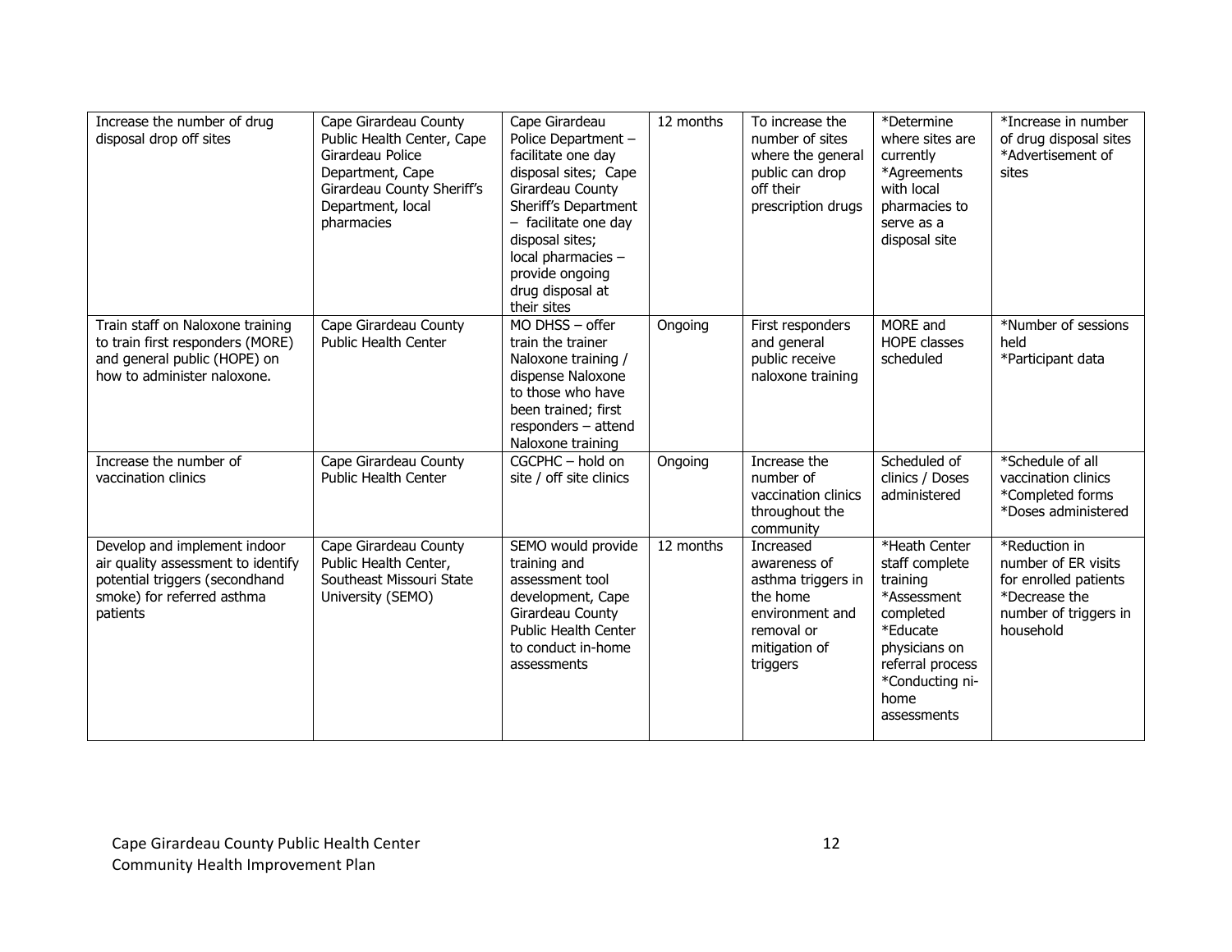| Increase the number of drug disposal drop off sites | Cape Girardeau County Public Health Center, Cape Girardeau Police Department, Cape Girardeau County Sheriff's Department, local pharmacies | Cape Girardeau Police Department – facilitate one day disposal sites; Cape Girardeau County Sheriff's Department – facilitate one day disposal sites; local pharmacies – provide ongoing drug disposal at their sites | 12 months | To increase the number of sites where the general public can drop off their prescription drugs | *Determine where sites are currently *Agreements with local pharmacies to serve as a disposal site | *Increase in number of drug disposal sites *Advertisement of sites |
|---|---|---|---|---|---|---|
| Train staff on Naloxone training to train first responders (MORE) and general public (HOPE) on how to administer naloxone. | Cape Girardeau County Public Health Center | MO DHSS – offer train the trainer Naloxone training / dispense Naloxone to those who have been trained; first responders – attend Naloxone training | Ongoing | First responders and general public receive naloxone training | MORE and HOPE classes scheduled | *Number of sessions held *Participant data |
| Increase the number of vaccination clinics | Cape Girardeau County Public Health Center | CGCPHC – hold on site / off site clinics | Ongoing | Increase the number of vaccination clinics throughout the community | Scheduled of clinics / Doses administered | *Schedule of all vaccination clinics *Completed forms *Doses administered |
| Develop and implement indoor air quality assessment to identify potential triggers (secondhand smoke) for referred asthma patients | Cape Girardeau County Public Health Center, Southeast Missouri State University (SEMO) | SEMO would provide training and assessment tool development, Cape Girardeau County Public Health Center to conduct in-home assessments | 12 months | Increased awareness of asthma triggers in the home environment and removal or mitigation of triggers | *Heath Center staff complete training *Assessment completed *Educate physicians on referral process *Conducting ni-home assessments | *Reduction in number of ER visits for enrolled patients *Decrease the number of triggers in household |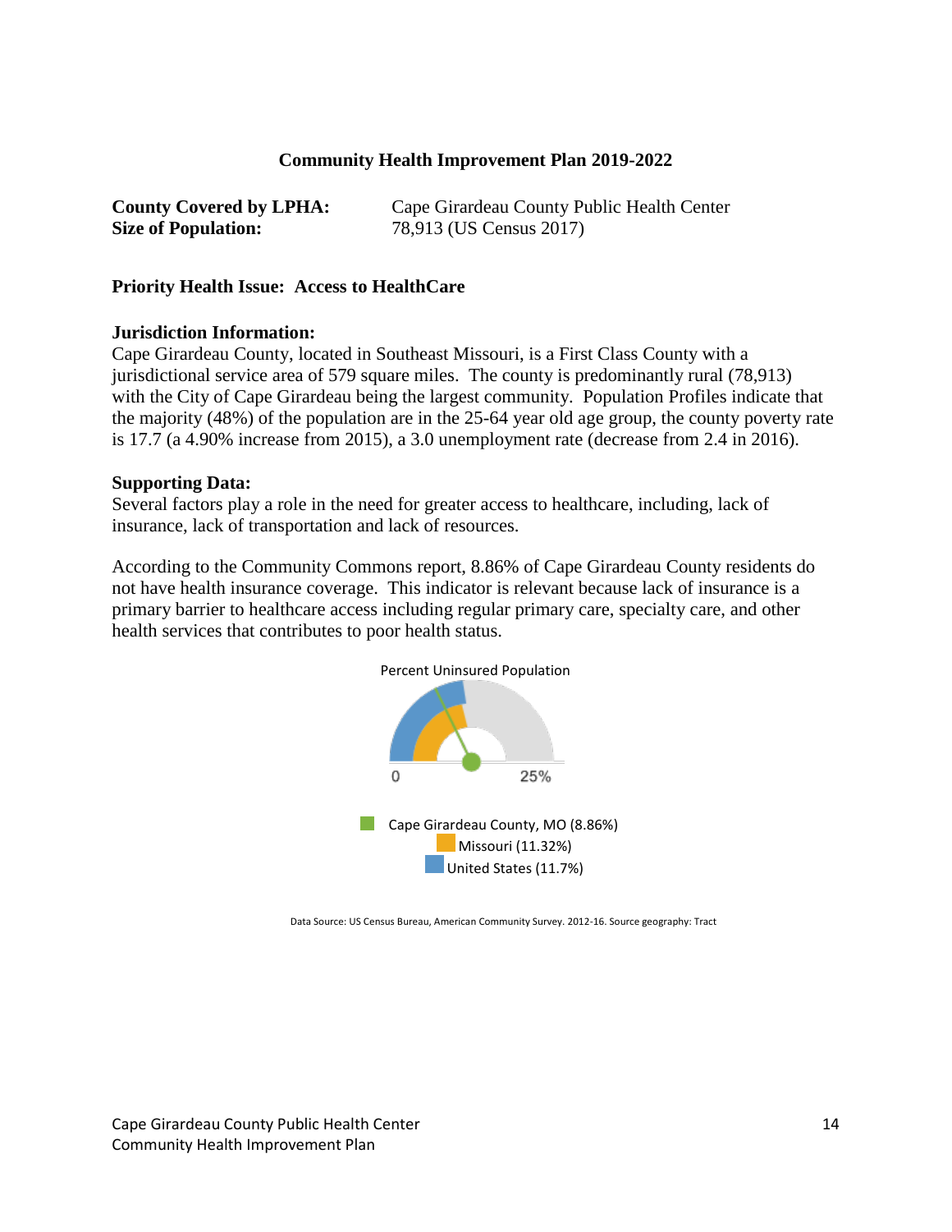**Community Health Improvement Plan 2019-2022**

**County Covered by LPHA:** Cape Girardeau County Public Health Center
**Size of Population:** 78,913 (US Census 2017)

**Priority Health Issue: Access to HealthCare**

**Jurisdiction Information:**
Cape Girardeau County, located in Southeast Missouri, is a First Class County with a jurisdictional service area of 579 square miles. The county is predominantly rural (78,913) with the City of Cape Girardeau being the largest community. Population Profiles indicate that the majority (48%) of the population are in the 25-64 year old age group, the county poverty rate is 17.7 (a 4.90% increase from 2015), a 3.0 unemployment rate (decrease from 2.4 in 2016).

**Supporting Data:**
Several factors play a role in the need for greater access to healthcare, including, lack of insurance, lack of transportation and lack of resources.

According to the Community Commons report, 8.86% of Cape Girardeau County residents do not have health insurance coverage. This indicator is relevant because lack of insurance is a primary barrier to healthcare access including regular primary care, specialty care, and other health services that contributes to poor health status.

Percent Uninsured Population

0 25%

- Cape Girardeau County, MO (8.86%)
- Missouri (11.32%)
- United States (11.7%)

Data Source: US Census Bureau, American Community Survey. 2012-16. Source geography: Tract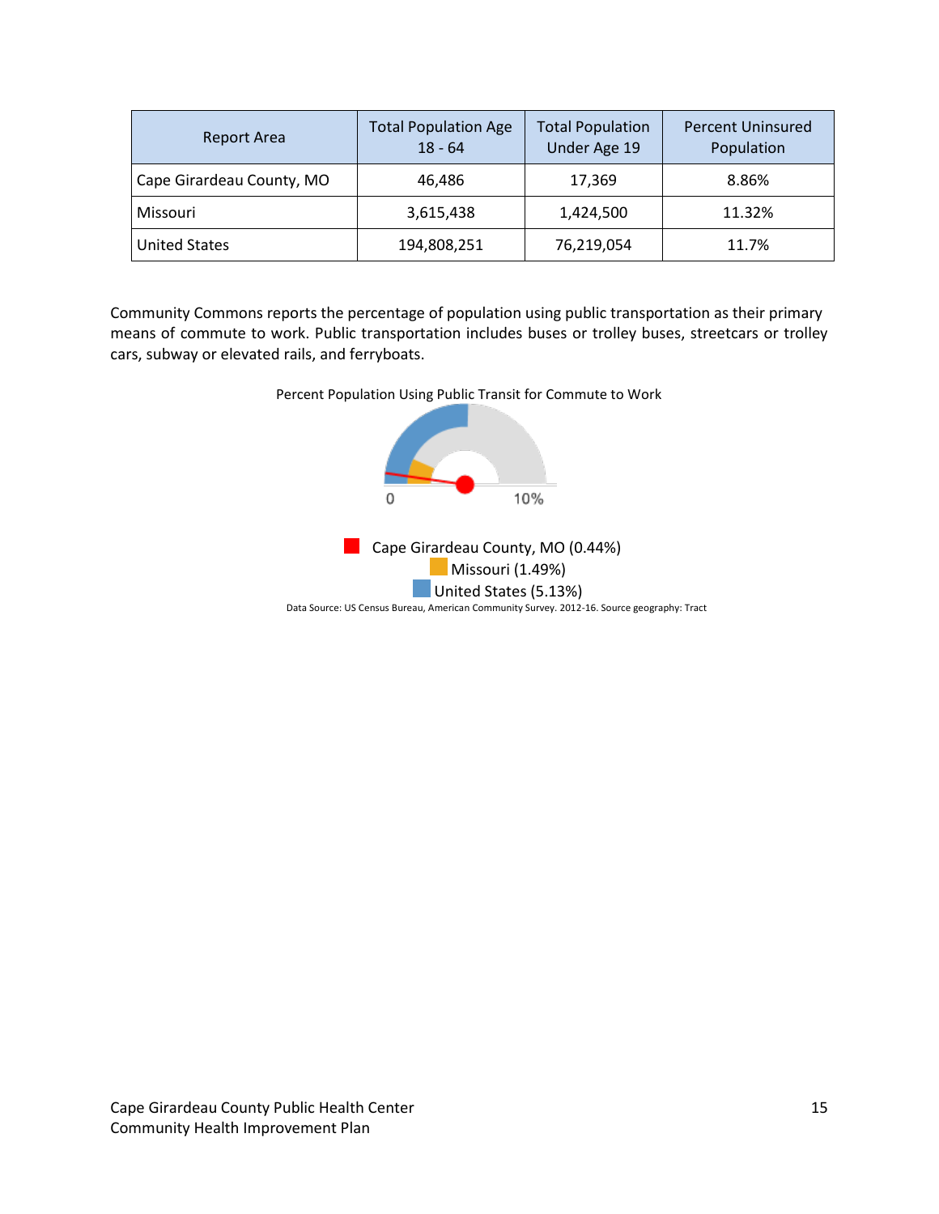| Report Area | Total Population Age 18 - 64 | Total Population Under Age 19 | Percent Uninsured Population |
| --- | --- | --- | --- |
| Cape Girardeau County, MO | 46,486 | 17,369 | 8.86% |
| Missouri | 3,615,438 | 1,424,500 | 11.32% |
| United States | 194,808,251 | 76,219,054 | 11.7% |

Community Commons reports the percentage of population using public transportation as their primary means of commute to work. Public transportation includes buses or trolley buses, streetcars or trolley cars, subway or elevated rails, and ferryboats.

Percent Population Using Public Transit for Commute to Work

0 10%

Cape Girardeau County, MO (0.44%)
Missouri (1.49%)
United States (5.13%)

Data Source: US Census Bureau, American Community Survey. 2012-16. Source geography: Tract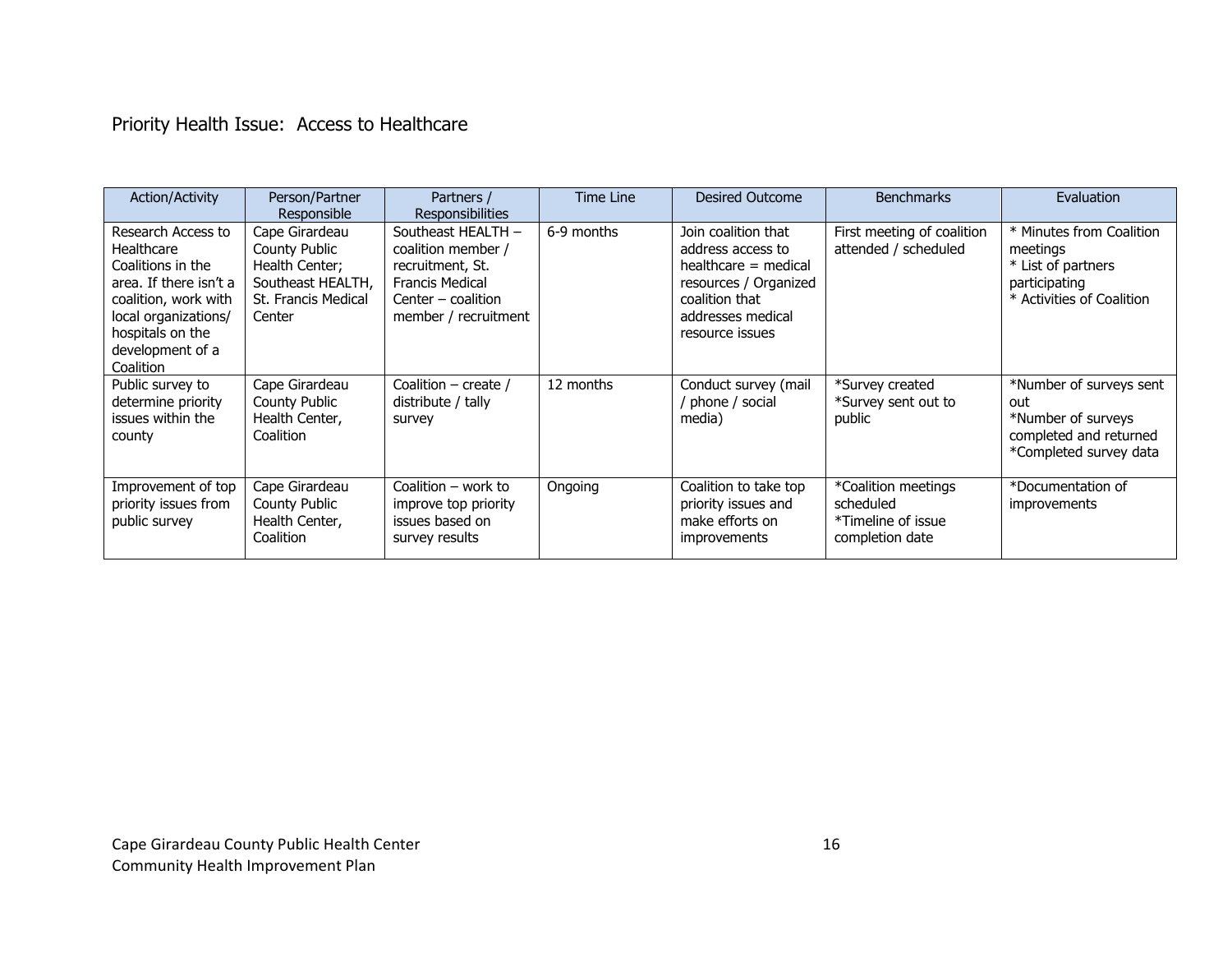Priority Health Issue: Access to Healthcare

| Action/Activity | Person/Partner Responsible | Partners / Responsibilities | Time Line | Desired Outcome | Benchmarks | Evaluation |
|---|---|---|---|---|---|---|
| Research Access to Healthcare Coalitions in the area. If there isn't a coalition, work with local organizations/ hospitals on the development of a Coalition | Cape Girardeau County Public Health Center; Southeast HEALTH, St. Francis Medical Center | Southeast HEALTH – coalition member / recruitment, St. Francis Medical Center – coalition member / recruitment | 6-9 months | Join coalition that address access to healthcare = medical resources / Organized coalition that addresses medical resource issues | First meeting of coalition attended / scheduled | * Minutes from Coalition meetings<br>* List of partners participating<br>* Activities of Coalition |
| Public survey to determine priority issues within the county | Cape Girardeau County Public Health Center, Coalition | Coalition – create / distribute / tally survey | 12 months | Conduct survey (mail / phone / social media) | *Survey created<br>*Survey sent out to public | *Number of surveys sent out<br>*Number of surveys completed and returned<br>*Completed survey data |
| Improvement of top priority issues from public survey | Cape Girardeau County Public Health Center, Coalition | Coalition – work to improve top priority issues based on survey results | Ongoing | Coalition to take top priority issues and make efforts on improvements | *Coalition meetings scheduled<br>*Timeline of issue completion date | *Documentation of improvements |